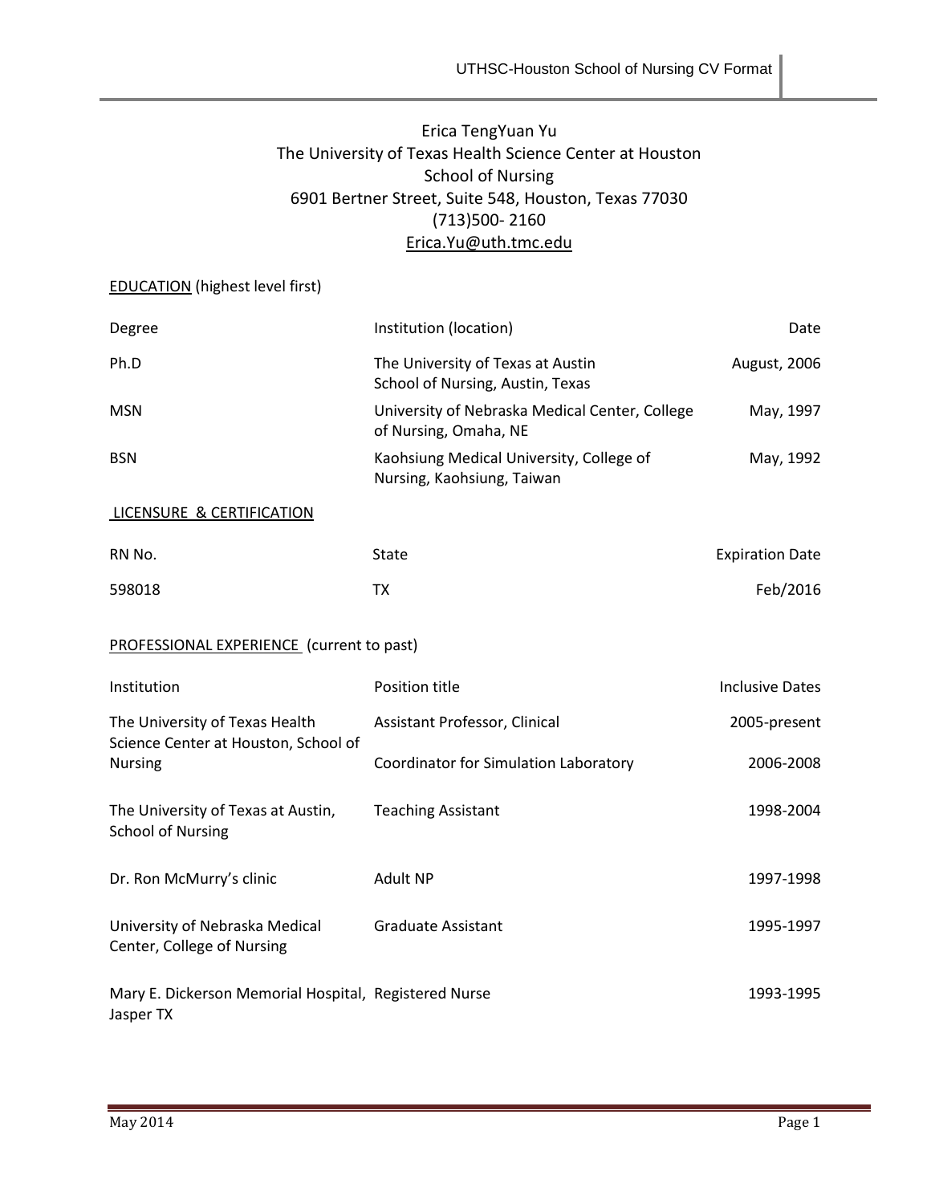# Erica TengYuan Yu

The University of Texas Health Science Center at Houston
School of Nursing
6901 Bertner Street, Suite 548, Houston, Texas 77030
(713)500- 2160
Erica.Yu@uth.tmc.edu

## EDUCATION (highest level first)

| Degree | Institution (location) | Date |
|---|---|---|
| Ph.D | The University of Texas at Austin School of Nursing, Austin, Texas | August, 2006 |
| MSN | University of Nebraska Medical Center, College of Nursing, Omaha, NE | May, 1997 |
| BSN | Kaohsiung Medical University, College of Nursing, Kaohsiung, Taiwan | May, 1992 |

## LICENSURE & CERTIFICATION

| RN No. | State | Expiration Date |
|---|---|---|
| 598018 | TX | Feb/2016 |

## PROFESSIONAL EXPERIENCE (current to past)

| Institution | Position title | Inclusive Dates |
|---|---|---|
| The University of Texas Health Science Center at Houston, School of Nursing | Assistant Professor, Clinical | 2005-present |
| | Coordinator for Simulation Laboratory | 2006-2008 |
| The University of Texas at Austin, School of Nursing | Teaching Assistant | 1998-2004 |
| Dr. Ron McMurry's clinic | Adult NP | 1997-1998 |
| University of Nebraska Medical Center, College of Nursing | Graduate Assistant | 1995-1997 |
| Mary E. Dickerson Memorial Hospital, Jasper TX | Registered Nurse | 1993-1995 |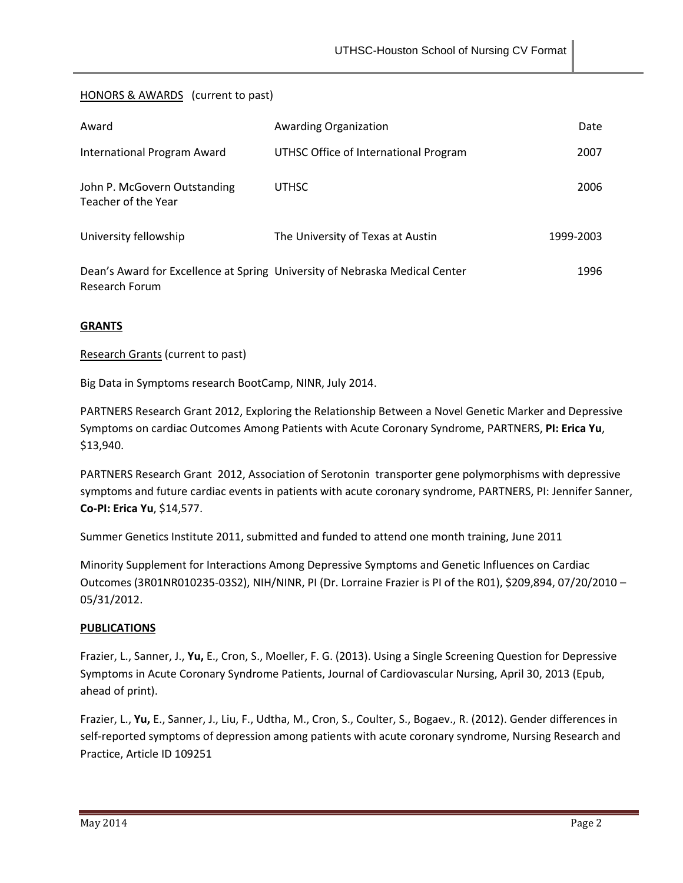HONORS & AWARDS (current to past)

| Award | Awarding Organization | Date |
|---|---|---|
| International Program Award | UTHSC Office of International Program | 2007 |
| John P. McGovern Outstanding Teacher of the Year | UTHSC | 2006 |
| University fellowship | The University of Texas at Austin | 1999-2003 |
| Dean's Award for Excellence at Spring Research Forum | University of Nebraska Medical Center | 1996 |

## GRANTS

Research Grants (current to past)

Big Data in Symptoms research BootCamp, NINR, July 2014.

PARTNERS Research Grant 2012, Exploring the Relationship Between a Novel Genetic Marker and Depressive Symptoms on cardiac Outcomes Among Patients with Acute Coronary Syndrome, PARTNERS, **PI: Erica Yu**, $13,940.

PARTNERS Research Grant 2012, Association of Serotonin transporter gene polymorphisms with depressive symptoms and future cardiac events in patients with acute coronary syndrome, PARTNERS, PI: Jennifer Sanner, **Co-PI: Erica Yu**, $14,577.

Summer Genetics Institute 2011, submitted and funded to attend one month training, June 2011

Minority Supplement for Interactions Among Depressive Symptoms and Genetic Influences on Cardiac Outcomes (3R01NR010235-03S2), NIH/NINR, PI (Dr. Lorraine Frazier is PI of the R01), $209,894, 07/20/2010 – 05/31/2012.

## PUBLICATIONS

Frazier, L., Sanner, J., **Yu,** E., Cron, S., Moeller, F. G. (2013). Using a Single Screening Question for Depressive Symptoms in Acute Coronary Syndrome Patients, Journal of Cardiovascular Nursing, April 30, 2013 (Epub, ahead of print).

Frazier, L., **Yu,** E., Sanner, J., Liu, F., Udtha, M., Cron, S., Coulter, S., Bogaev., R. (2012). Gender differences in self-reported symptoms of depression among patients with acute coronary syndrome, Nursing Research and Practice, Article ID 109251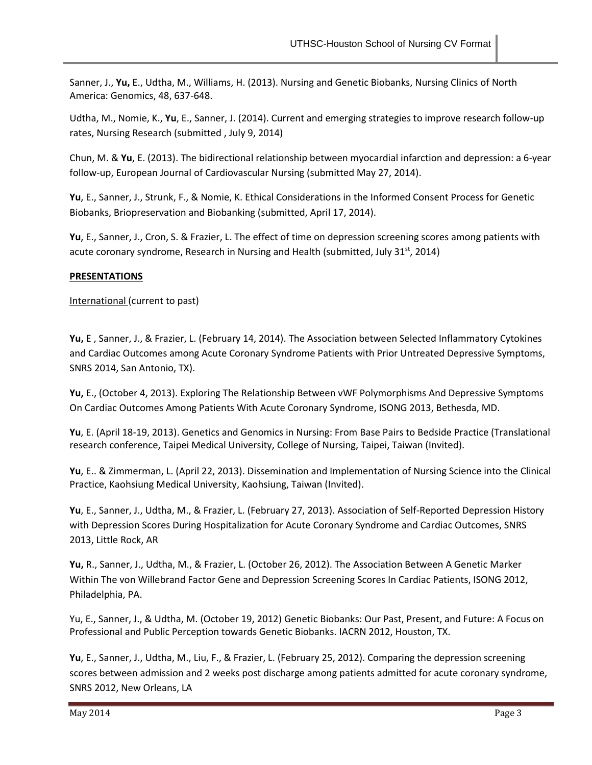Sanner, J., **Yu,** E., Udtha, M., Williams, H. (2013). Nursing and Genetic Biobanks, Nursing Clinics of North America: Genomics, 48, 637-648.

Udtha, M., Nomie, K., **Yu**, E., Sanner, J. (2014). Current and emerging strategies to improve research follow-up rates, Nursing Research (submitted , July 9, 2014)

Chun, M. & **Yu**, E. (2013). The bidirectional relationship between myocardial infarction and depression: a 6-year follow-up, European Journal of Cardiovascular Nursing (submitted May 27, 2014).

**Yu**, E., Sanner, J., Strunk, F., & Nomie, K. Ethical Considerations in the Informed Consent Process for Genetic Biobanks, Briopreservation and Biobanking (submitted, April 17, 2014).

**Yu**, E., Sanner, J., Cron, S. & Frazier, L. The effect of time on depression screening scores among patients with acute coronary syndrome, Research in Nursing and Health (submitted, July 31st, 2014)

**PRESENTATIONS**

International (current to past)

**Yu,** E , Sanner, J., & Frazier, L. (February 14, 2014). The Association between Selected Inflammatory Cytokines and Cardiac Outcomes among Acute Coronary Syndrome Patients with Prior Untreated Depressive Symptoms, SNRS 2014, San Antonio, TX).

**Yu,** E., (October 4, 2013). Exploring The Relationship Between vWF Polymorphisms And Depressive Symptoms On Cardiac Outcomes Among Patients With Acute Coronary Syndrome, ISONG 2013, Bethesda, MD.

**Yu**, E. (April 18-19, 2013). Genetics and Genomics in Nursing: From Base Pairs to Bedside Practice (Translational research conference, Taipei Medical University, College of Nursing, Taipei, Taiwan (Invited).

**Yu**, E.. & Zimmerman, L. (April 22, 2013). Dissemination and Implementation of Nursing Science into the Clinical Practice, Kaohsiung Medical University, Kaohsiung, Taiwan (Invited).

**Yu**, E., Sanner, J., Udtha, M., & Frazier, L. (February 27, 2013). Association of Self-Reported Depression History with Depression Scores During Hospitalization for Acute Coronary Syndrome and Cardiac Outcomes, SNRS 2013, Little Rock, AR

**Yu,** R., Sanner, J., Udtha, M., & Frazier, L. (October 26, 2012). The Association Between A Genetic Marker Within The von Willebrand Factor Gene and Depression Screening Scores In Cardiac Patients, ISONG 2012, Philadelphia, PA.

Yu, E., Sanner, J., & Udtha, M. (October 19, 2012) Genetic Biobanks: Our Past, Present, and Future: A Focus on Professional and Public Perception towards Genetic Biobanks. IACRN 2012, Houston, TX.

**Yu**, E., Sanner, J., Udtha, M., Liu, F., & Frazier, L. (February 25, 2012). Comparing the depression screening scores between admission and 2 weeks post discharge among patients admitted for acute coronary syndrome, SNRS 2012, New Orleans, LA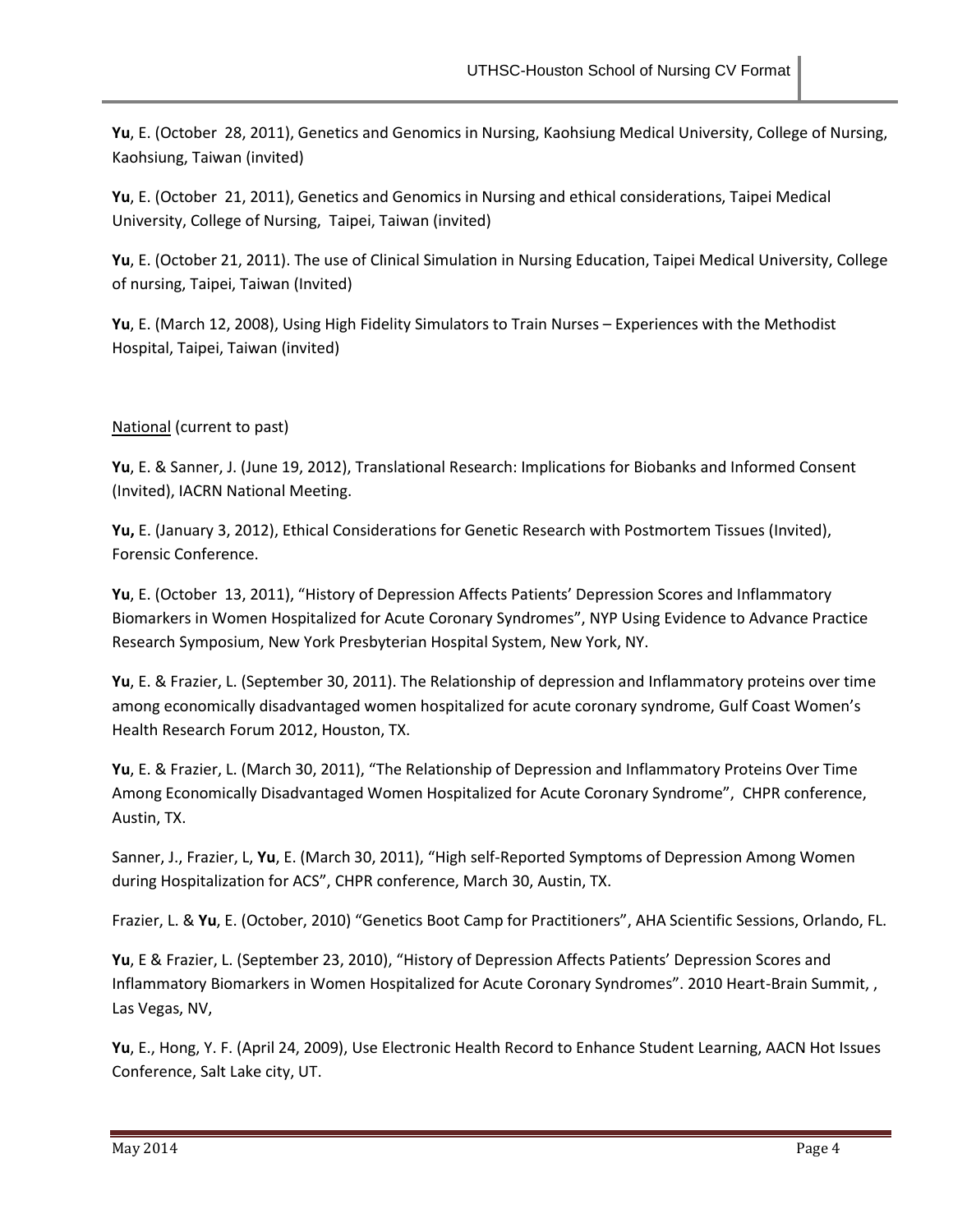**Yu**, E. (October 28, 2011), Genetics and Genomics in Nursing, Kaohsiung Medical University, College of Nursing, Kaohsiung, Taiwan (invited)

**Yu**, E. (October 21, 2011), Genetics and Genomics in Nursing and ethical considerations, Taipei Medical University, College of Nursing, Taipei, Taiwan (invited)

**Yu**, E. (October 21, 2011). The use of Clinical Simulation in Nursing Education, Taipei Medical University, College of nursing, Taipei, Taiwan (Invited)

**Yu**, E. (March 12, 2008), Using High Fidelity Simulators to Train Nurses – Experiences with the Methodist Hospital, Taipei, Taiwan (invited)

National (current to past)

**Yu**, E. & Sanner, J. (June 19, 2012), Translational Research: Implications for Biobanks and Informed Consent (Invited), IACRN National Meeting.

**Yu,** E. (January 3, 2012), Ethical Considerations for Genetic Research with Postmortem Tissues (Invited), Forensic Conference.

**Yu**, E. (October 13, 2011), "History of Depression Affects Patients' Depression Scores and Inflammatory Biomarkers in Women Hospitalized for Acute Coronary Syndromes", NYP Using Evidence to Advance Practice Research Symposium, New York Presbyterian Hospital System, New York, NY.

**Yu**, E. & Frazier, L. (September 30, 2011). The Relationship of depression and Inflammatory proteins over time among economically disadvantaged women hospitalized for acute coronary syndrome, Gulf Coast Women's Health Research Forum 2012, Houston, TX.

**Yu**, E. & Frazier, L. (March 30, 2011), "The Relationship of Depression and Inflammatory Proteins Over Time Among Economically Disadvantaged Women Hospitalized for Acute Coronary Syndrome", CHPR conference, Austin, TX.

Sanner, J., Frazier, L, **Yu**, E. (March 30, 2011), "High self-Reported Symptoms of Depression Among Women during Hospitalization for ACS", CHPR conference, March 30, Austin, TX.

Frazier, L. & **Yu**, E. (October, 2010) "Genetics Boot Camp for Practitioners", AHA Scientific Sessions, Orlando, FL.

**Yu**, E & Frazier, L. (September 23, 2010), "History of Depression Affects Patients' Depression Scores and Inflammatory Biomarkers in Women Hospitalized for Acute Coronary Syndromes". 2010 Heart-Brain Summit, , Las Vegas, NV,

**Yu**, E., Hong, Y. F. (April 24, 2009), Use Electronic Health Record to Enhance Student Learning, AACN Hot Issues Conference, Salt Lake city, UT.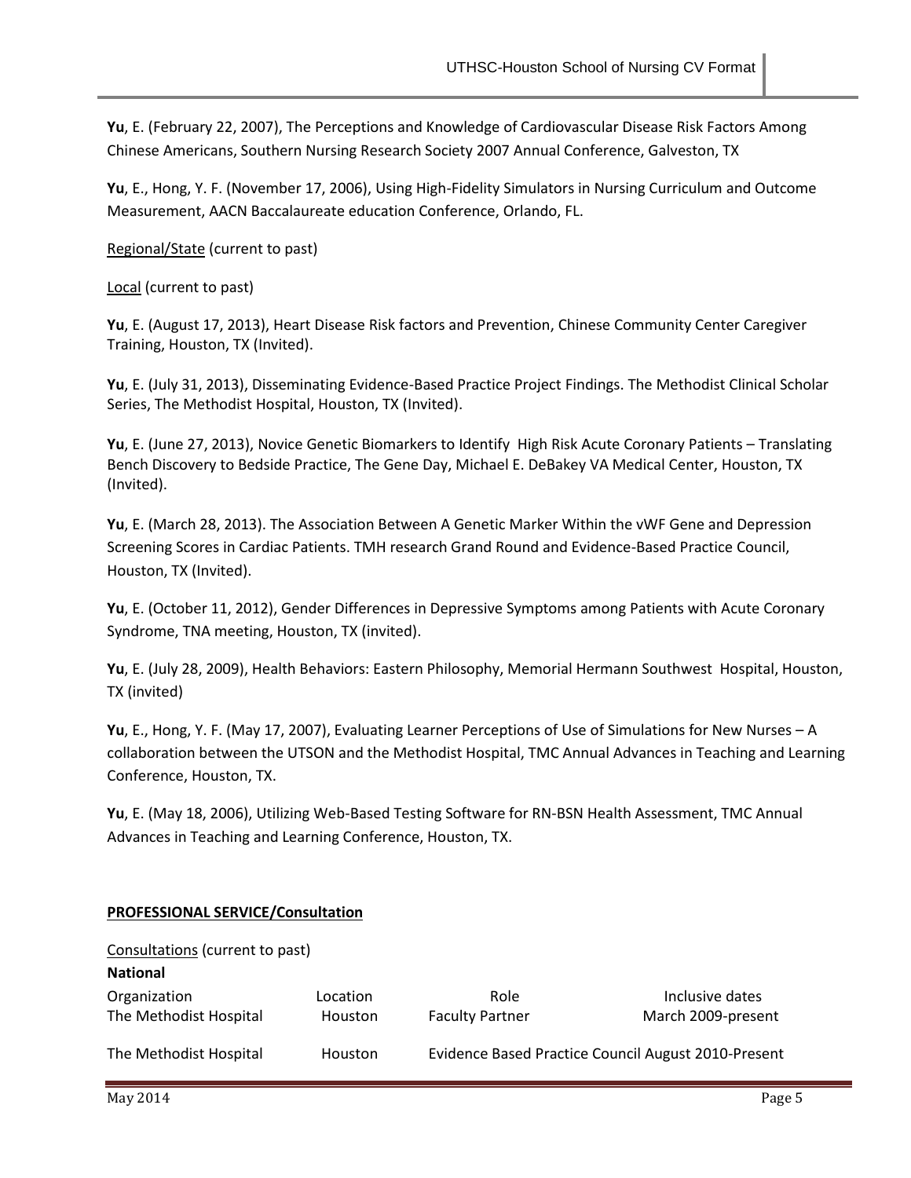**Yu**, E. (February 22, 2007), The Perceptions and Knowledge of Cardiovascular Disease Risk Factors Among Chinese Americans, Southern Nursing Research Society 2007 Annual Conference, Galveston, TX

**Yu**, E., Hong, Y. F. (November 17, 2006), Using High-Fidelity Simulators in Nursing Curriculum and Outcome Measurement, AACN Baccalaureate education Conference, Orlando, FL.

<u>Regional/State</u> (current to past)

<u>Local</u> (current to past)

**Yu**, E. (August 17, 2013), Heart Disease Risk factors and Prevention, Chinese Community Center Caregiver Training, Houston, TX (Invited).

**Yu**, E. (July 31, 2013), Disseminating Evidence-Based Practice Project Findings. The Methodist Clinical Scholar Series, The Methodist Hospital, Houston, TX (Invited).

**Yu**, E. (June 27, 2013), Novice Genetic Biomarkers to Identify High Risk Acute Coronary Patients – Translating Bench Discovery to Bedside Practice, The Gene Day, Michael E. DeBakey VA Medical Center, Houston, TX (Invited).

**Yu**, E. (March 28, 2013). The Association Between A Genetic Marker Within the vWF Gene and Depression Screening Scores in Cardiac Patients. TMH research Grand Round and Evidence-Based Practice Council, Houston, TX (Invited).

**Yu**, E. (October 11, 2012), Gender Differences in Depressive Symptoms among Patients with Acute Coronary Syndrome, TNA meeting, Houston, TX (invited).

**Yu**, E. (July 28, 2009), Health Behaviors: Eastern Philosophy, Memorial Hermann Southwest Hospital, Houston, TX (invited)

**Yu**, E., Hong, Y. F. (May 17, 2007), Evaluating Learner Perceptions of Use of Simulations for New Nurses – A collaboration between the UTSON and the Methodist Hospital, TMC Annual Advances in Teaching and Learning Conference, Houston, TX.

**Yu**, E. (May 18, 2006), Utilizing Web-Based Testing Software for RN-BSN Health Assessment, TMC Annual Advances in Teaching and Learning Conference, Houston, TX.

## PROFESSIONAL SERVICE/Consultation

<u>Consultations</u> (current to past)

**National**

| Organization | Location | Role | Inclusive dates |
|---|---|---|---|
| The Methodist Hospital | Houston | Faculty Partner | March 2009-present |
| The Methodist Hospital | Houston | Evidence Based Practice Council | August 2010-Present |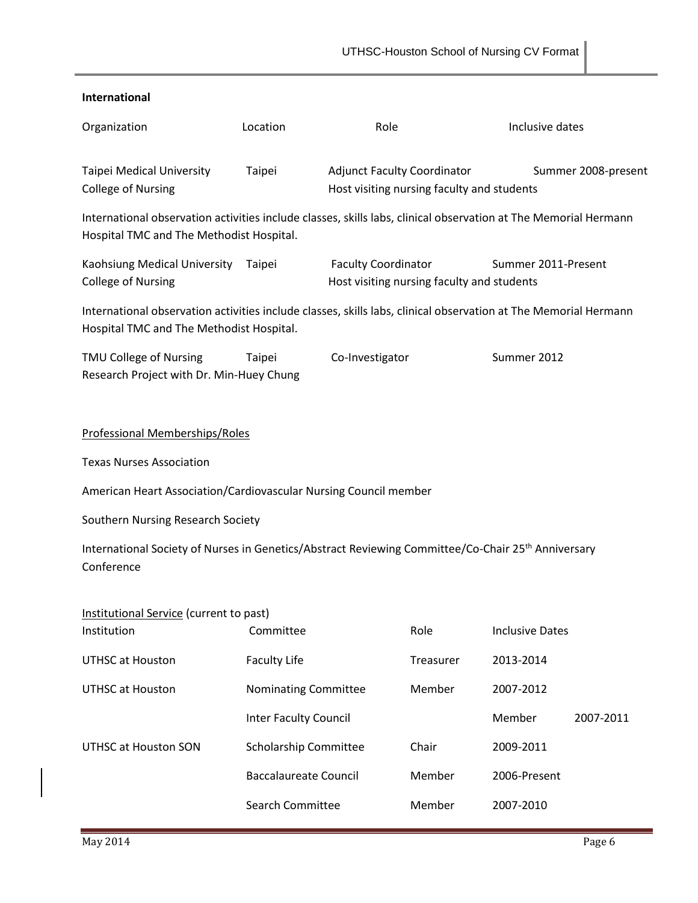**International**

| Organization | Location | Role | Inclusive dates |
|---|---|---|---|
| Taipei Medical University College of Nursing | Taipei | Adjunct Faculty Coordinator<br>Host visiting nursing faculty and students | Summer 2008-present |

International observation activities include classes, skills labs, clinical observation at The Memorial Hermann Hospital TMC and The Methodist Hospital.

| Organization | Location | Role | Inclusive dates |
|---|---|---|---|
| Kaohsiung Medical University College of Nursing | Taipei | Faculty Coordinator<br>Host visiting nursing faculty and students | Summer 2011-Present |

International observation activities include classes, skills labs, clinical observation at The Memorial Hermann Hospital TMC and The Methodist Hospital.

| Organization | Location | Role | Inclusive dates |
|---|---|---|---|
| TMU College of Nursing<br>Research Project with Dr. Min-Huey Chung | Taipei | Co-Investigator | Summer 2012 |

Professional Memberships/Roles

Texas Nurses Association

American Heart Association/Cardiovascular Nursing Council member

Southern Nursing Research Society

International Society of Nurses in Genetics/Abstract Reviewing Committee/Co-Chair 25th Anniversary Conference

Institutional Service (current to past)

| Institution | Committee | Role | Inclusive Dates | |
|---|---|---|---|---|
| UTHSC at Houston | Faculty Life | Treasurer | 2013-2014 | |
| UTHSC at Houston | Nominating Committee | Member | 2007-2012 | |
| | Inter Faculty Council | | Member | 2007-2011 |
| UTHSC at Houston SON | Scholarship Committee | Chair | 2009-2011 | |
| | Baccalaureate Council | Member | 2006-Present | |
| | Search Committee | Member | 2007-2010 | |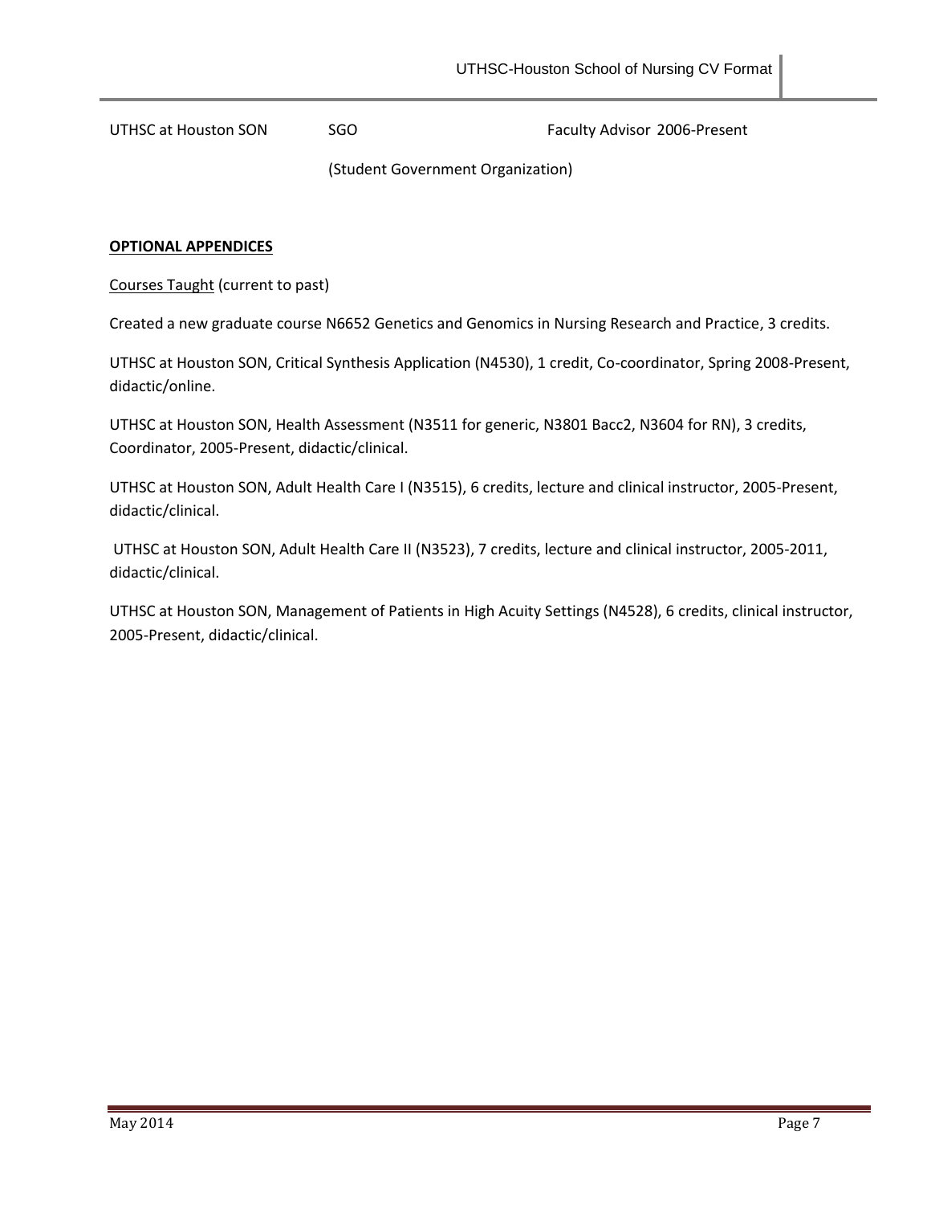| | | |
|---|---|---|
| UTHSC at Houston SON | SGO (Student Government Organization) | Faculty Advisor 2006-Present |

**OPTIONAL APPENDICES**

Courses Taught (current to past)

Created a new graduate course N6652 Genetics and Genomics in Nursing Research and Practice, 3 credits.

UTHSC at Houston SON, Critical Synthesis Application (N4530), 1 credit, Co-coordinator, Spring 2008-Present, didactic/online.

UTHSC at Houston SON, Health Assessment (N3511 for generic, N3801 Bacc2, N3604 for RN), 3 credits, Coordinator, 2005-Present, didactic/clinical.

UTHSC at Houston SON, Adult Health Care I (N3515), 6 credits, lecture and clinical instructor, 2005-Present, didactic/clinical.

UTHSC at Houston SON, Adult Health Care II (N3523), 7 credits, lecture and clinical instructor, 2005-2011, didactic/clinical.

UTHSC at Houston SON, Management of Patients in High Acuity Settings (N4528), 6 credits, clinical instructor, 2005-Present, didactic/clinical.